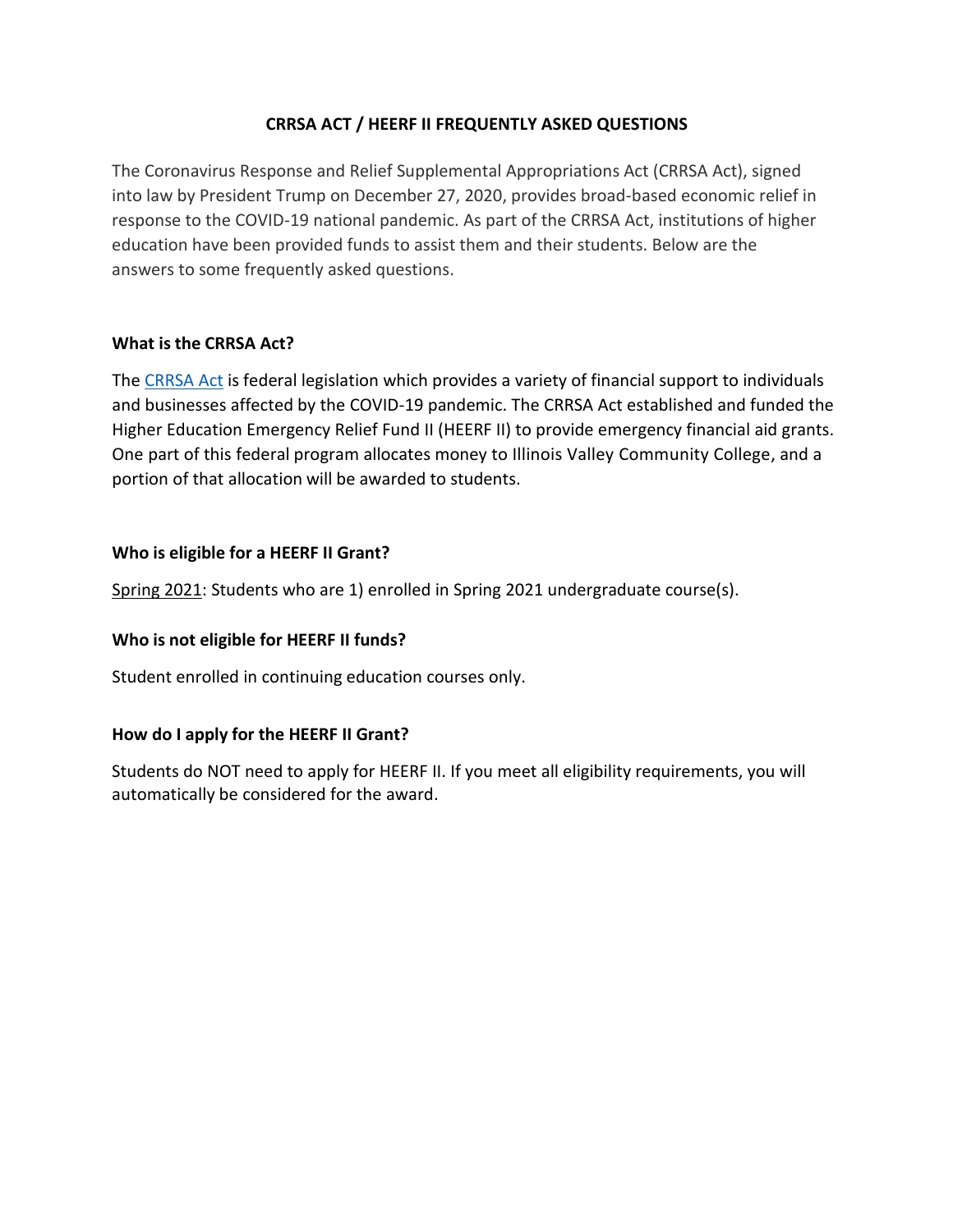# CRRSA ACT / HEERF II FREQUENTLY ASKED QUESTIONS

The Coronavirus Response and Relief Supplemental Appropriations Act (CRRSA Act), signed into law by President Trump on December 27, 2020, provides broad-based economic relief in response to the COVID-19 national pandemic. As part of the CRRSA Act, institutions of higher education have been provided funds to assist them and their students. Below are the answers to some frequently asked questions.

**What is the CRRSA Act?**

The CRRSA Act is federal legislation which provides a variety of financial support to individuals and businesses affected by the COVID-19 pandemic. The CRRSA Act established and funded the Higher Education Emergency Relief Fund II (HEERF II) to provide emergency financial aid grants. One part of this federal program allocates money to Illinois Valley Community College, and a portion of that allocation will be awarded to students.

**Who is eligible for a HEERF II Grant?**

Spring 2021: Students who are 1) enrolled in Spring 2021 undergraduate course(s).

**Who is not eligible for HEERF II funds?**

Student enrolled in continuing education courses only.

**How do I apply for the HEERF II Grant?**

Students do NOT need to apply for HEERF II. If you meet all eligibility requirements, you will automatically be considered for the award.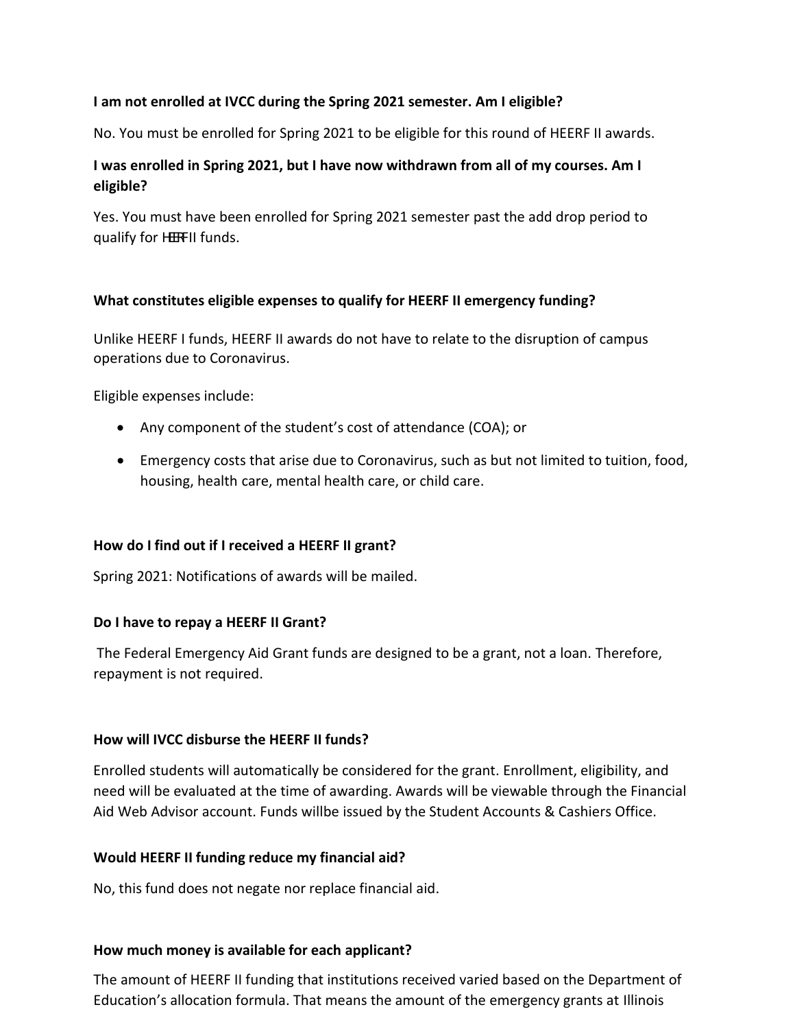**I am not enrolled at IVCC during the Spring 2021 semester. Am I eligible?**

No. You must be enrolled for Spring 2021 to be eligible for this round of HEERF II awards.

**I was enrolled in Spring 2021, but I have now withdrawn from all of my courses. Am I eligible?**

Yes. You must have been enrolled for Spring 2021 semester past the add drop period to qualify for HEERF II funds.

**What constitutes eligible expenses to qualify for HEERF II emergency funding?**

Unlike HEERF I funds, HEERF II awards do not have to relate to the disruption of campus operations due to Coronavirus.

Eligible expenses include:

- Any component of the student's cost of attendance (COA); or
- Emergency costs that arise due to Coronavirus, such as but not limited to tuition, food, housing, health care, mental health care, or child care.

**How do I find out if I received a HEERF II grant?**

Spring 2021: Notifications of awards will be mailed.

**Do I have to repay a HEERF II Grant?**

The Federal Emergency Aid Grant funds are designed to be a grant, not a loan. Therefore, repayment is not required.

**How will IVCC disburse the HEERF II funds?**

Enrolled students will automatically be considered for the grant. Enrollment, eligibility, and need will be evaluated at the time of awarding. Awards will be viewable through the Financial Aid Web Advisor account. Funds willbe issued by the Student Accounts & Cashiers Office.

**Would HEERF II funding reduce my financial aid?**

No, this fund does not negate nor replace financial aid.

**How much money is available for each applicant?**

The amount of HEERF II funding that institutions received varied based on the Department of Education's allocation formula. That means the amount of the emergency grants at Illinois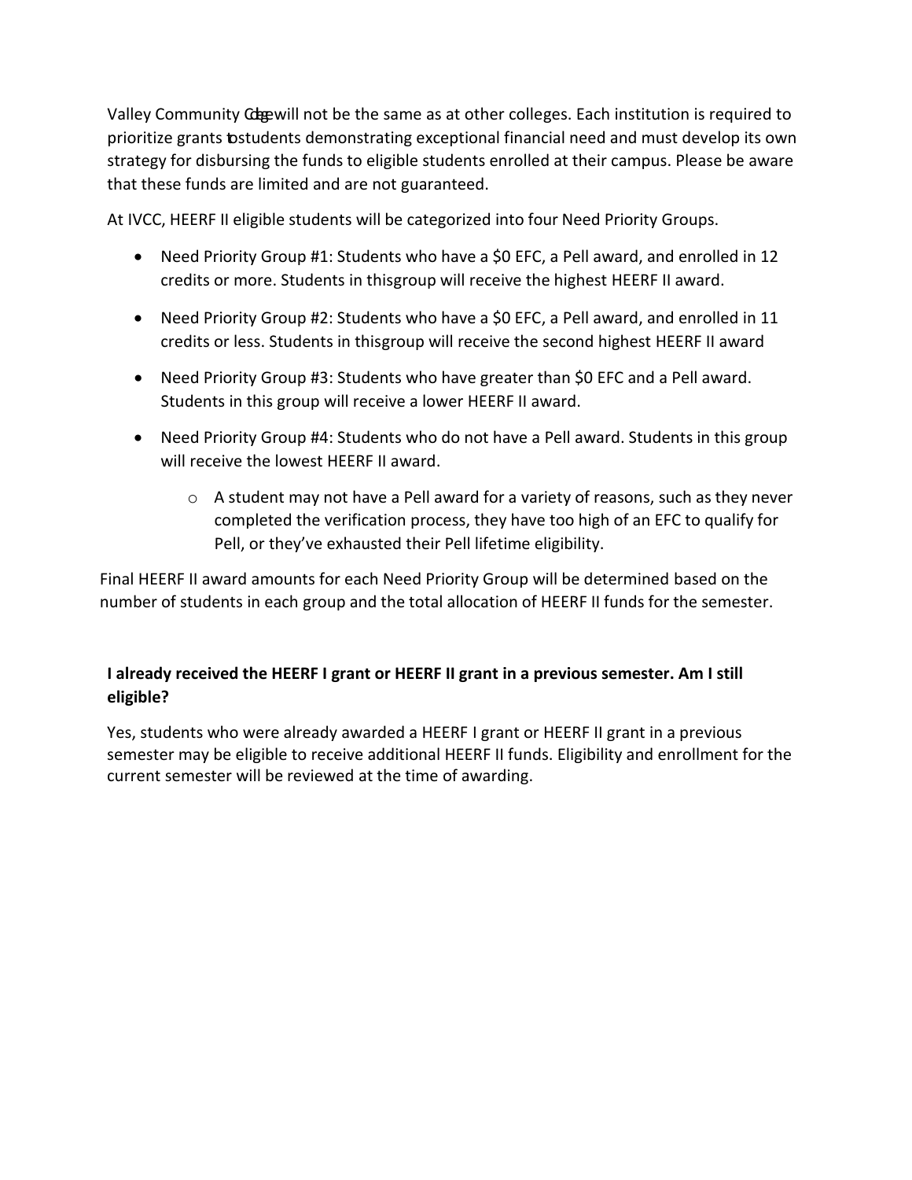Valley Community College will not be the same as at other colleges. Each institution is required to prioritize grants to students demonstrating exceptional financial need and must develop its own strategy for disbursing the funds to eligible students enrolled at their campus. Please be aware that these funds are limited and are not guaranteed.

At IVCC, HEERF II eligible students will be categorized into four Need Priority Groups.

- Need Priority Group #1: Students who have a $0 EFC, a Pell award, and enrolled in 12 credits or more. Students in thisgroup will receive the highest HEERF II award.
- Need Priority Group #2: Students who have a $0 EFC, a Pell award, and enrolled in 11 credits or less. Students in thisgroup will receive the second highest HEERF II award
- Need Priority Group #3: Students who have greater than $0 EFC and a Pell award. Students in this group will receive a lower HEERF II award.
- Need Priority Group #4: Students who do not have a Pell award. Students in this group will receive the lowest HEERF II award.
    - A student may not have a Pell award for a variety of reasons, such as they never completed the verification process, they have too high of an EFC to qualify for Pell, or they've exhausted their Pell lifetime eligibility.

Final HEERF II award amounts for each Need Priority Group will be determined based on the number of students in each group and the total allocation of HEERF II funds for the semester.

**I already received the HEERF I grant or HEERF II grant in a previous semester. Am I still eligible?**

Yes, students who were already awarded a HEERF I grant or HEERF II grant in a previous semester may be eligible to receive additional HEERF II funds. Eligibility and enrollment for the current semester will be reviewed at the time of awarding.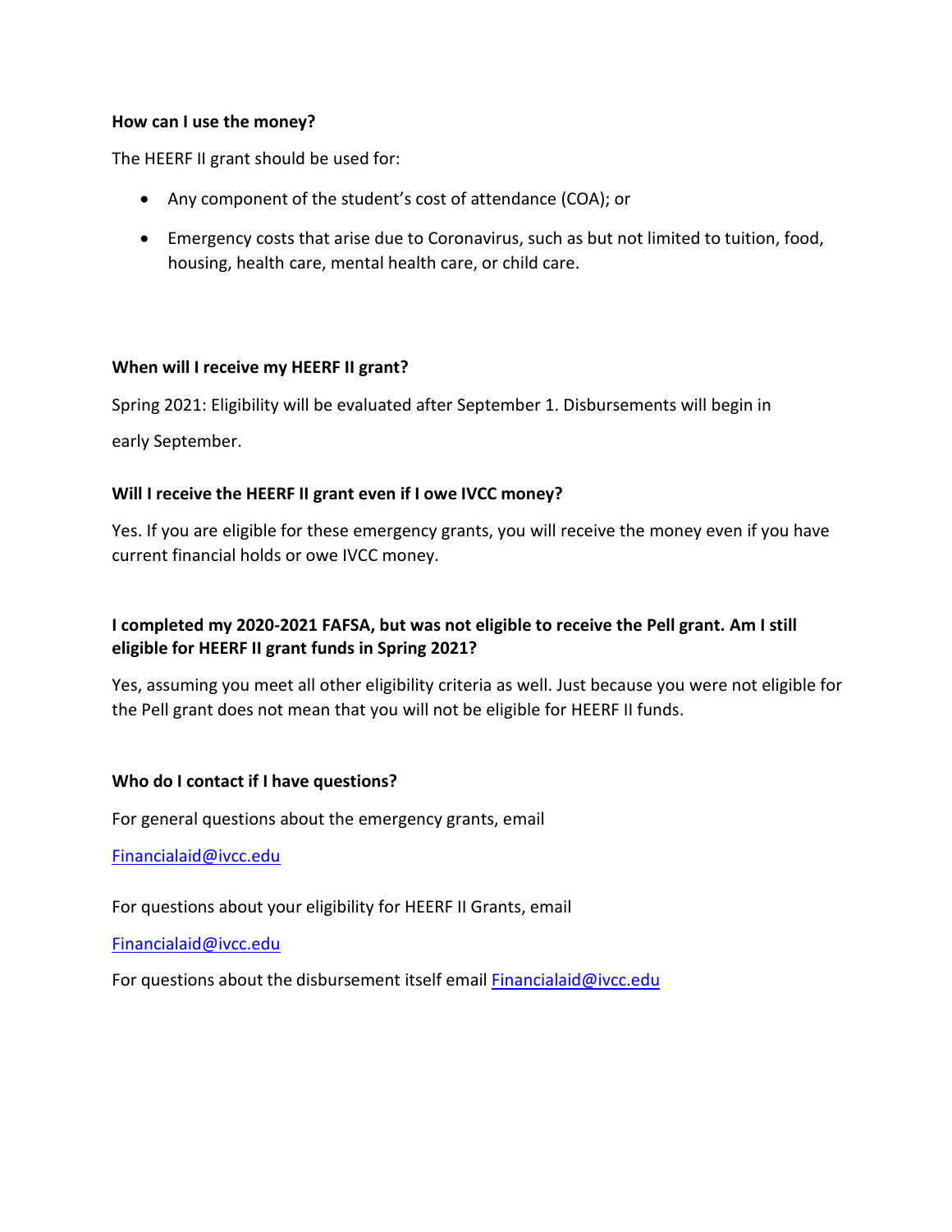**How can I use the money?**

The HEERF II grant should be used for:

- Any component of the student's cost of attendance (COA); or
- Emergency costs that arise due to Coronavirus, such as but not limited to tuition, food, housing, health care, mental health care, or child care.

**When will I receive my HEERF II grant?**

Spring 2021: Eligibility will be evaluated after September 1. Disbursements will begin in early September.

**Will I receive the HEERF II grant even if I owe IVCC money?**

Yes. If you are eligible for these emergency grants, you will receive the money even if you have current financial holds or owe IVCC money.

**I completed my 2020-2021 FAFSA, but was not eligible to receive the Pell grant. Am I still eligible for HEERF II grant funds in Spring 2021?**

Yes, assuming you meet all other eligibility criteria as well. Just because you were not eligible for the Pell grant does not mean that you will not be eligible for HEERF II funds.

**Who do I contact if I have questions?**

For general questions about the emergency grants, email

Financialaid@ivcc.edu

For questions about your eligibility for HEERF II Grants, email

Financialaid@ivcc.edu

For questions about the disbursement itself email Financialaid@ivcc.edu